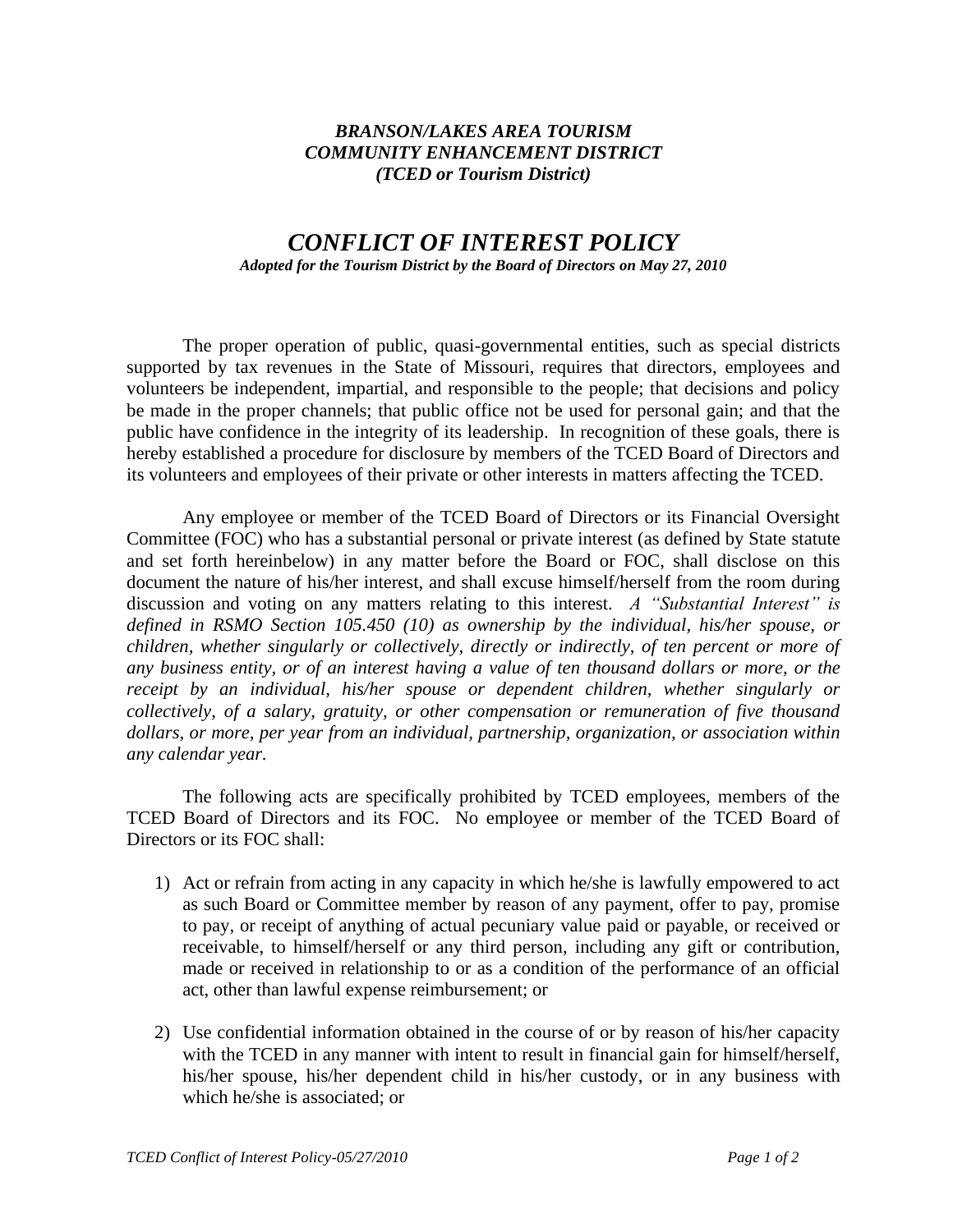***BRANSON/LAKES AREA TOURISM***
***COMMUNITY ENHANCEMENT DISTRICT***
***(TCED or Tourism District)***

# *CONFLICT OF INTEREST POLICY*

***Adopted for the Tourism District by the Board of Directors on May 27, 2010***

The proper operation of public, quasi-governmental entities, such as special districts supported by tax revenues in the State of Missouri, requires that directors, employees and volunteers be independent, impartial, and responsible to the people; that decisions and policy be made in the proper channels; that public office not be used for personal gain; and that the public have confidence in the integrity of its leadership. In recognition of these goals, there is hereby established a procedure for disclosure by members of the TCED Board of Directors and its volunteers and employees of their private or other interests in matters affecting the TCED.

Any employee or member of the TCED Board of Directors or its Financial Oversight Committee (FOC) who has a substantial personal or private interest (as defined by State statute and set forth hereinbelow) in any matter before the Board or FOC, shall disclose on this document the nature of his/her interest, and shall excuse himself/herself from the room during discussion and voting on any matters relating to this interest. *A "Substantial Interest" is defined in RSMO Section 105.450 (10) as ownership by the individual, his/her spouse, or children, whether singularly or collectively, directly or indirectly, of ten percent or more of any business entity, or of an interest having a value of ten thousand dollars or more, or the receipt by an individual, his/her spouse or dependent children, whether singularly or collectively, of a salary, gratuity, or other compensation or remuneration of five thousand dollars, or more, per year from an individual, partnership, organization, or association within any calendar year.*

The following acts are specifically prohibited by TCED employees, members of the TCED Board of Directors and its FOC. No employee or member of the TCED Board of Directors or its FOC shall:

1) Act or refrain from acting in any capacity in which he/she is lawfully empowered to act as such Board or Committee member by reason of any payment, offer to pay, promise to pay, or receipt of anything of actual pecuniary value paid or payable, or received or receivable, to himself/herself or any third person, including any gift or contribution, made or received in relationship to or as a condition of the performance of an official act, other than lawful expense reimbursement; or

2) Use confidential information obtained in the course of or by reason of his/her capacity with the TCED in any manner with intent to result in financial gain for himself/herself, his/her spouse, his/her dependent child in his/her custody, or in any business with which he/she is associated; or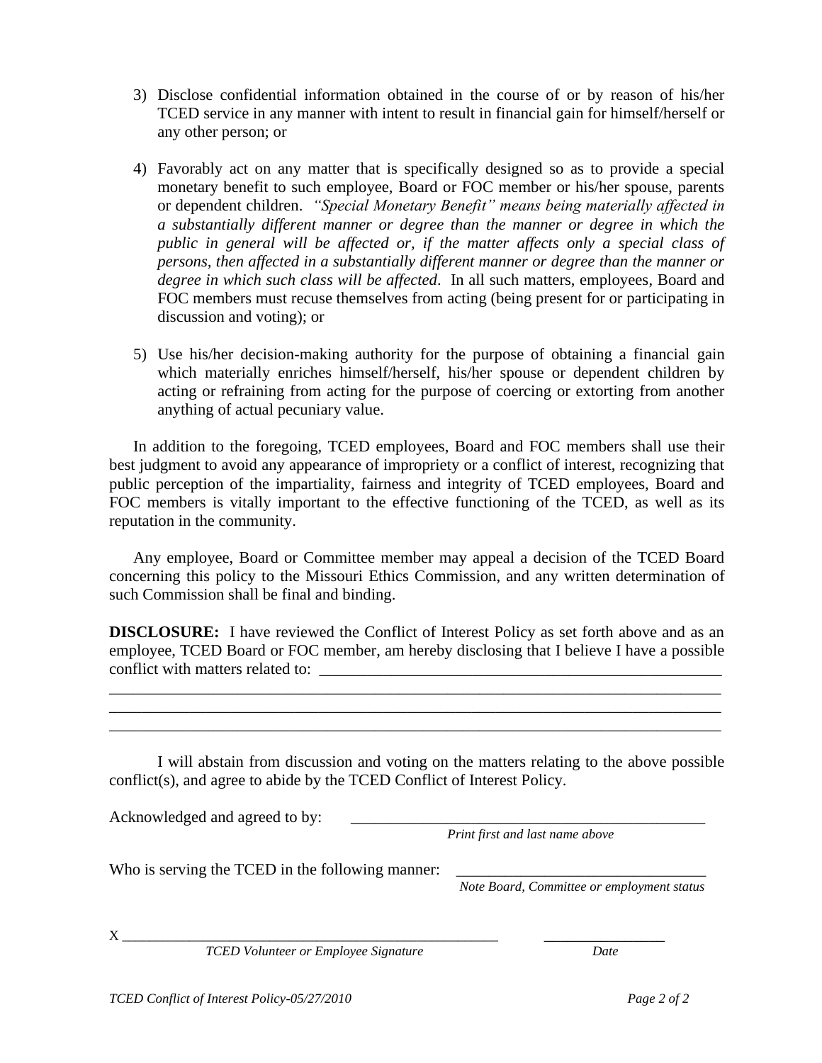3) Disclose confidential information obtained in the course of or by reason of his/her TCED service in any manner with intent to result in financial gain for himself/herself or any other person; or

4) Favorably act on any matter that is specifically designed so as to provide a special monetary benefit to such employee, Board or FOC member or his/her spouse, parents or dependent children. *"Special Monetary Benefit" means being materially affected in a substantially different manner or degree than the manner or degree in which the public in general will be affected or, if the matter affects only a special class of persons, then affected in a substantially different manner or degree than the manner or degree in which such class will be affected*. In all such matters, employees, Board and FOC members must recuse themselves from acting (being present for or participating in discussion and voting); or

5) Use his/her decision-making authority for the purpose of obtaining a financial gain which materially enriches himself/herself, his/her spouse or dependent children by acting or refraining from acting for the purpose of coercing or extorting from another anything of actual pecuniary value.

In addition to the foregoing, TCED employees, Board and FOC members shall use their best judgment to avoid any appearance of impropriety or a conflict of interest, recognizing that public perception of the impartiality, fairness and integrity of TCED employees, Board and FOC members is vitally important to the effective functioning of the TCED, as well as its reputation in the community.

Any employee, Board or Committee member may appeal a decision of the TCED Board concerning this policy to the Missouri Ethics Commission, and any written determination of such Commission shall be final and binding.

**DISCLOSURE:** I have reviewed the Conflict of Interest Policy as set forth above and as an employee, TCED Board or FOC member, am hereby disclosing that I believe I have a possible conflict with matters related to: ______________________________________________________

______________________________________________________________________________

______________________________________________________________________________

______________________________________________________________________________

I will abstain from discussion and voting on the matters relating to the above possible conflict(s), and agree to abide by the TCED Conflict of Interest Policy.

Acknowledged and agreed to by: ______________________________________________
*Print first and last name above*

Who is serving the TCED in the following manner: ________________________________
*Note Board, Committee or employment status*

X ____________________________________________________ ________________
*TCED Volunteer or Employee Signature* *Date*